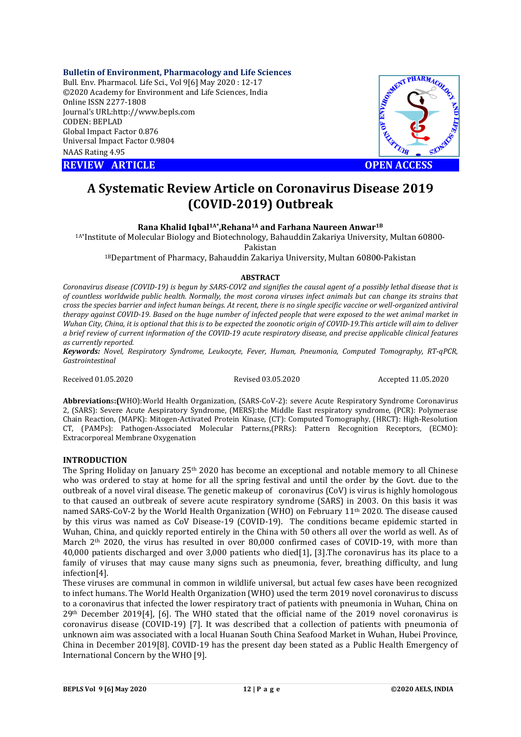**Bulletin of Environment, Pharmacology and Life Sciences**
Bull. Env. Pharmacol. Life Sci., Vol 9[6] May 2020 : 12-17
©2020 Academy for Environment and Life Sciences, India
Online ISSN 2277-1808
Journal's URL:http://www.bepls.com
CODEN: BEPLAD
Global Impact Factor 0.876
Universal Impact Factor 0.9804
NAAS Rating 4.95

**REVIEW ARTICLE** **OPEN ACCESS**

# A Systematic Review Article on Coronavirus Disease 2019 (COVID-2019) Outbreak

**Rana Khalid Iqbal[1A*], Rehana[1A] and Farhana Naureen Anwar[1B]**

[1A*]Institute of Molecular Biology and Biotechnology, Bahauddin Zakariya University, Multan 60800-Pakistan

[1B]Department of Pharmacy, Bahauddin Zakariya University, Multan 60800-Pakistan

## ABSTRACT

*Coronavirus disease (COVID-19) is begun by SARS-COV2 and signifies the causal agent of a possibly lethal disease that is of countless worldwide public health. Normally, the most corona viruses infect animals but can change its strains that cross the species barrier and infect human beings. At recent, there is no single specific vaccine or well-organized antiviral therapy against COVID-19. Based on the huge number of infected people that were exposed to the wet animal market in Wuhan City, China, it is optional that this is to be expected the zoonotic origin of COVID-19.This article will aim to deliver a brief review of current information of the COVID-19 acute respiratory disease, and precise applicable clinical features as currently reported.*

***Keywords:*** *Novel, Respiratory Syndrome, Leukocyte, Fever, Human, Pneumonia, Computed Tomography, RT-qPCR, Gastrointestinal*

Received 01.05.2020 Revised 03.05.2020 Accepted 11.05.2020

**Abbreviations:(**WHO):World Health Organization, (SARS-CoV-2): severe Acute Respiratory Syndrome Coronavirus 2, (SARS): Severe Acute Aespiratory Syndrome, (MERS):the Middle East respiratory syndrome, (PCR): Polymerase Chain Reaction, (MAPK): Mitogen-Activated Protein Kinase, (CT): Computed Tomography, (HRCT): High-Resolution CT, (PAMPs): Pathogen-Associated Molecular Patterns,(PRRs): Pattern Recognition Receptors, (ECMO): Extracorporeal Membrane Oxygenation

## INTRODUCTION

The Spring Holiday on January 25th 2020 has become an exceptional and notable memory to all Chinese who was ordered to stay at home for all the spring festival and until the order by the Govt. due to the outbreak of a novel viral disease. The genetic makeup of coronavirus (CoV) is virus is highly homologous to that caused an outbreak of severe acute respiratory syndrome (SARS) in 2003. On this basis it was named SARS-CoV-2 by the World Health Organization (WHO) on February 11th 2020. The disease caused by this virus was named as CoV Disease-19 (COVID-19). The conditions became epidemic started in Wuhan, China, and quickly reported entirely in the China with 50 others all over the world as well. As of March 2nd 2020, the virus has resulted in over 80,000 confirmed cases of COVID-19, with more than 40,000 patients discharged and over 3,000 patients who died[1], [3].The coronavirus has its place to a family of viruses that may cause many signs such as pneumonia, fever, breathing difficulty, and lung infection[4].

These viruses are communal in common in wildlife universal, but actual few cases have been recognized to infect humans. The World Health Organization (WHO) used the term 2019 novel coronavirus to discuss to a coronavirus that infected the lower respiratory tract of patients with pneumonia in Wuhan, China on 29th December 2019[4], [6]. The WHO stated that the official name of the 2019 novel coronavirus is coronavirus disease (COVID-19) [7]. It was described that a collection of patients with pneumonia of unknown aim was associated with a local Huanan South China Seafood Market in Wuhan, Hubei Province, China in December 2019[8]. COVID-19 has the present day been stated as a Public Health Emergency of International Concern by the WHO [9].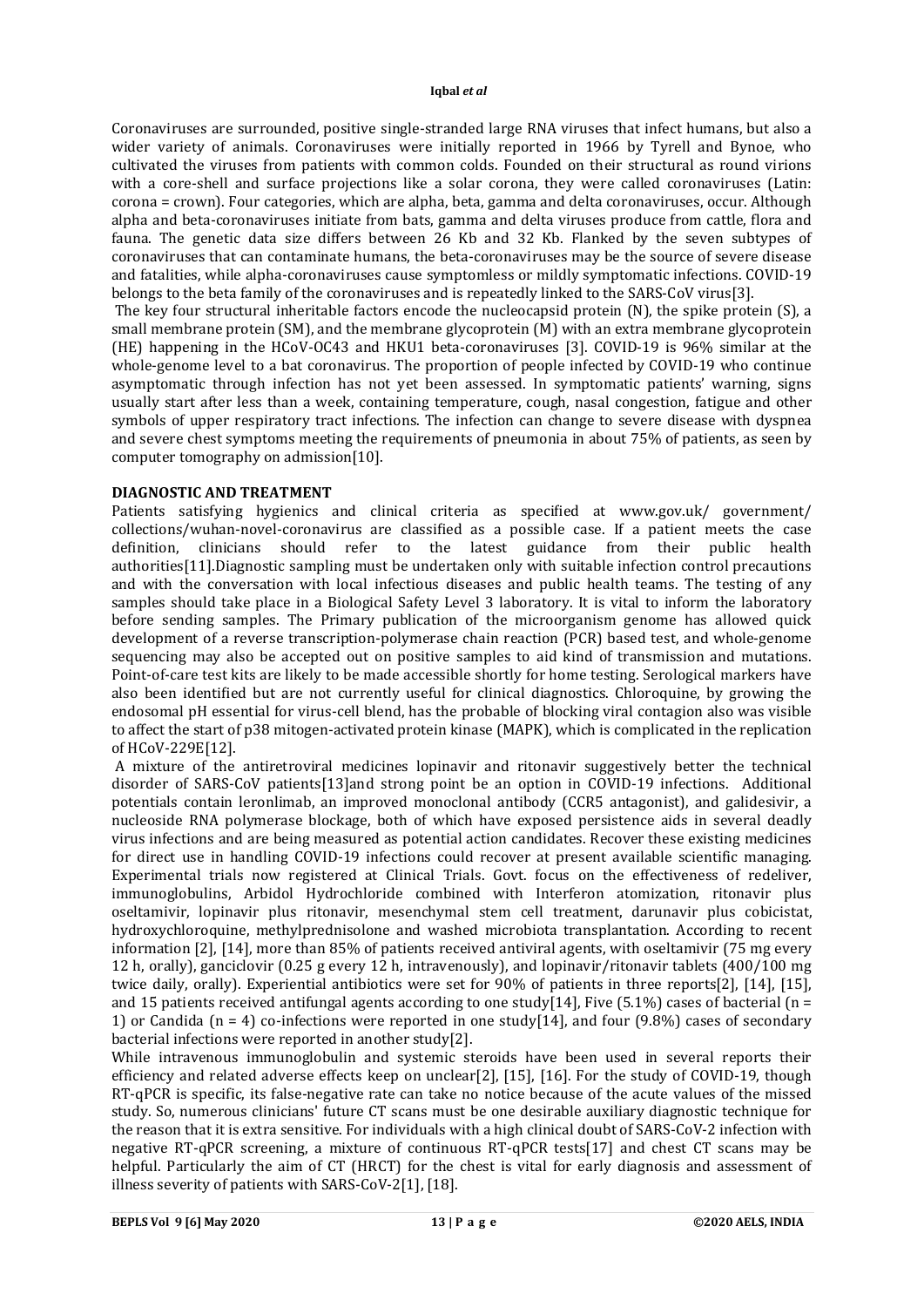Coronaviruses are surrounded, positive single-stranded large RNA viruses that infect humans, but also a wider variety of animals. Coronaviruses were initially reported in 1966 by Tyrell and Bynoe, who cultivated the viruses from patients with common colds. Founded on their structural as round virions with a core-shell and surface projections like a solar corona, they were called coronaviruses (Latin: corona = crown). Four categories, which are alpha, beta, gamma and delta coronaviruses, occur. Although alpha and beta-coronaviruses initiate from bats, gamma and delta viruses produce from cattle, flora and fauna. The genetic data size differs between 26 Kb and 32 Kb. Flanked by the seven subtypes of coronaviruses that can contaminate humans, the beta-coronaviruses may be the source of severe disease and fatalities, while alpha-coronaviruses cause symptomless or mildly symptomatic infections. COVID-19 belongs to the beta family of the coronaviruses and is repeatedly linked to the SARS-CoV virus[3].

The key four structural inheritable factors encode the nucleocapsid protein (N), the spike protein (S), a small membrane protein (SM), and the membrane glycoprotein (M) with an extra membrane glycoprotein (HE) happening in the HCoV-OC43 and HKU1 beta-coronaviruses [3]. COVID-19 is 96% similar at the whole-genome level to a bat coronavirus. The proportion of people infected by COVID-19 who continue asymptomatic through infection has not yet been assessed. In symptomatic patients' warning, signs usually start after less than a week, containing temperature, cough, nasal congestion, fatigue and other symbols of upper respiratory tract infections. The infection can change to severe disease with dyspnea and severe chest symptoms meeting the requirements of pneumonia in about 75% of patients, as seen by computer tomography on admission[10].

## DIAGNOSTIC AND TREATMENT

Patients satisfying hygienics and clinical criteria as specified at www.gov.uk/ government/ collections/wuhan-novel-coronavirus are classified as a possible case. If a patient meets the case definition, clinicians should refer to the latest guidance from their public health authorities[11].Diagnostic sampling must be undertaken only with suitable infection control precautions and with the conversation with local infectious diseases and public health teams. The testing of any samples should take place in a Biological Safety Level 3 laboratory. It is vital to inform the laboratory before sending samples. The Primary publication of the microorganism genome has allowed quick development of a reverse transcription-polymerase chain reaction (PCR) based test, and whole-genome sequencing may also be accepted out on positive samples to aid kind of transmission and mutations. Point-of-care test kits are likely to be made accessible shortly for home testing. Serological markers have also been identified but are not currently useful for clinical diagnostics. Chloroquine, by growing the endosomal pH essential for virus-cell blend, has the probable of blocking viral contagion also was visible to affect the start of p38 mitogen-activated protein kinase (MAPK), which is complicated in the replication of HCoV-229E[12].

A mixture of the antiretroviral medicines lopinavir and ritonavir suggestively better the technical disorder of SARS-CoV patients[13]and strong point be an option in COVID-19 infections. Additional potentials contain leronlimab, an improved monoclonal antibody (CCR5 antagonist), and galidesivir, a nucleoside RNA polymerase blockage, both of which have exposed persistence aids in several deadly virus infections and are being measured as potential action candidates. Recover these existing medicines for direct use in handling COVID-19 infections could recover at present available scientific managing. Experimental trials now registered at Clinical Trials. Govt. focus on the effectiveness of redeliver, immunoglobulins, Arbidol Hydrochloride combined with Interferon atomization, ritonavir plus oseltamivir, lopinavir plus ritonavir, mesenchymal stem cell treatment, darunavir plus cobicistat, hydroxychloroquine, methylprednisolone and washed microbiota transplantation. According to recent information [2], [14], more than 85% of patients received antiviral agents, with oseltamivir (75 mg every 12 h, orally), ganciclovir (0.25 g every 12 h, intravenously), and lopinavir/ritonavir tablets (400/100 mg twice daily, orally). Experiential antibiotics were set for 90% of patients in three reports[2], [14], [15], and 15 patients received antifungal agents according to one study[14], Five (5.1%) cases of bacterial ($n = 1$) or Candida ($n = 4$) co-infections were reported in one study[14], and four (9.8%) cases of secondary bacterial infections were reported in another study[2].

While intravenous immunoglobulin and systemic steroids have been used in several reports their efficiency and related adverse effects keep on unclear[2], [15], [16]. For the study of COVID-19, though RT-qPCR is specific, its false-negative rate can take no notice because of the acute values of the missed study. So, numerous clinicians' future CT scans must be one desirable auxiliary diagnostic technique for the reason that it is extra sensitive. For individuals with a high clinical doubt of SARS-CoV-2 infection with negative RT-qPCR screening, a mixture of continuous RT-qPCR tests[17] and chest CT scans may be helpful. Particularly the aim of CT (HRCT) for the chest is vital for early diagnosis and assessment of illness severity of patients with SARS-CoV-2[1], [18].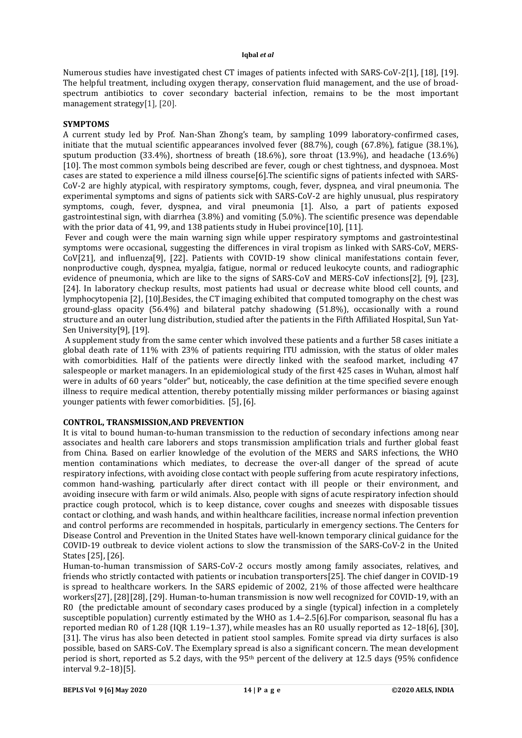Numerous studies have investigated chest CT images of patients infected with SARS-CoV-2[1], [18], [19]. The helpful treatment, including oxygen therapy, conservation fluid management, and the use of broad-spectrum antibiotics to cover secondary bacterial infection, remains to be the most important management strategy[1], [20].

## SYMPTOMS

A current study led by Prof. Nan-Shan Zhong's team, by sampling 1099 laboratory-confirmed cases, initiate that the mutual scientific appearances involved fever (88.7%), cough (67.8%), fatigue (38.1%), sputum production (33.4%), shortness of breath (18.6%), sore throat (13.9%), and headache (13.6%) [10]. The most common symbols being described are fever, cough or chest tightness, and dyspnoea. Most cases are stated to experience a mild illness course[6].The scientific signs of patients infected with SARS-CoV-2 are highly atypical, with respiratory symptoms, cough, fever, dyspnea, and viral pneumonia. The experimental symptoms and signs of patients sick with SARS-CoV-2 are highly unusual, plus respiratory symptoms, cough, fever, dyspnea, and viral pneumonia [1]. Also, a part of patients exposed gastrointestinal sign, with diarrhea (3.8%) and vomiting (5.0%). The scientific presence was dependable with the prior data of 41, 99, and 138 patients study in Hubei province[10], [11].

Fever and cough were the main warning sign while upper respiratory symptoms and gastrointestinal symptoms were occasional, suggesting the differences in viral tropism as linked with SARS-CoV, MERS-CoV[21], and influenza[9], [22]. Patients with COVID-19 show clinical manifestations contain fever, nonproductive cough, dyspnea, myalgia, fatigue, normal or reduced leukocyte counts, and radiographic evidence of pneumonia, which are like to the signs of SARS-CoV and MERS-CoV infections[2], [9], [23], [24]. In laboratory checkup results, most patients had usual or decrease white blood cell counts, and lymphocytopenia [2], [10].Besides, the CT imaging exhibited that computed tomography on the chest was ground-glass opacity (56.4%) and bilateral patchy shadowing (51.8%), occasionally with a round structure and an outer lung distribution, studied after the patients in the Fifth Affiliated Hospital, Sun Yat-Sen University[9], [19].

A supplement study from the same center which involved these patients and a further 58 cases initiate a global death rate of 11% with 23% of patients requiring ITU admission, with the status of older males with comorbidities. Half of the patients were directly linked with the seafood market, including 47 salespeople or market managers. In an epidemiological study of the first 425 cases in Wuhan, almost half were in adults of 60 years "older" but, noticeably, the case definition at the time specified severe enough illness to require medical attention, thereby potentially missing milder performances or biasing against younger patients with fewer comorbidities. [5], [6].

## CONTROL, TRANSMISSION,AND PREVENTION

It is vital to bound human-to-human transmission to the reduction of secondary infections among near associates and health care laborers and stops transmission amplification trials and further global feast from China. Based on earlier knowledge of the evolution of the MERS and SARS infections, the WHO mention contaminations which mediates, to decrease the over-all danger of the spread of acute respiratory infections, with avoiding close contact with people suffering from acute respiratory infections, common hand-washing, particularly after direct contact with ill people or their environment, and avoiding insecure with farm or wild animals. Also, people with signs of acute respiratory infection should practice cough protocol, which is to keep distance, cover coughs and sneezes with disposable tissues contact or clothing, and wash hands, and within healthcare facilities, increase normal infection prevention and control performs are recommended in hospitals, particularly in emergency sections. The Centers for Disease Control and Prevention in the United States have well-known temporary clinical guidance for the COVID-19 outbreak to device violent actions to slow the transmission of the SARS-CoV-2 in the United States [25], [26].

Human-to-human transmission of SARS-CoV-2 occurs mostly among family associates, relatives, and friends who strictly contacted with patients or incubation transporters[25]. The chief danger in COVID-19 is spread to healthcare workers. In the SARS epidemic of 2002, 21% of those affected were healthcare workers[27], [28][28], [29]. Human-to-human transmission is now well recognized for COVID-19, with an R0 (the predictable amount of secondary cases produced by a single (typical) infection in a completely susceptible population) currently estimated by the WHO as 1.4–2.5[6].For comparison, seasonal flu has a reported median R0 of 1.28 (IQR 1.19–1.37), while measles has an R0 usually reported as 12–18[6], [30], [31]. The virus has also been detected in patient stool samples. Fomite spread via dirty surfaces is also possible, based on SARS-CoV. The Exemplary spread is also a significant concern. The mean development period is short, reported as 5.2 days, with the 95th percent of the delivery at 12.5 days (95% confidence interval 9.2–18)[5].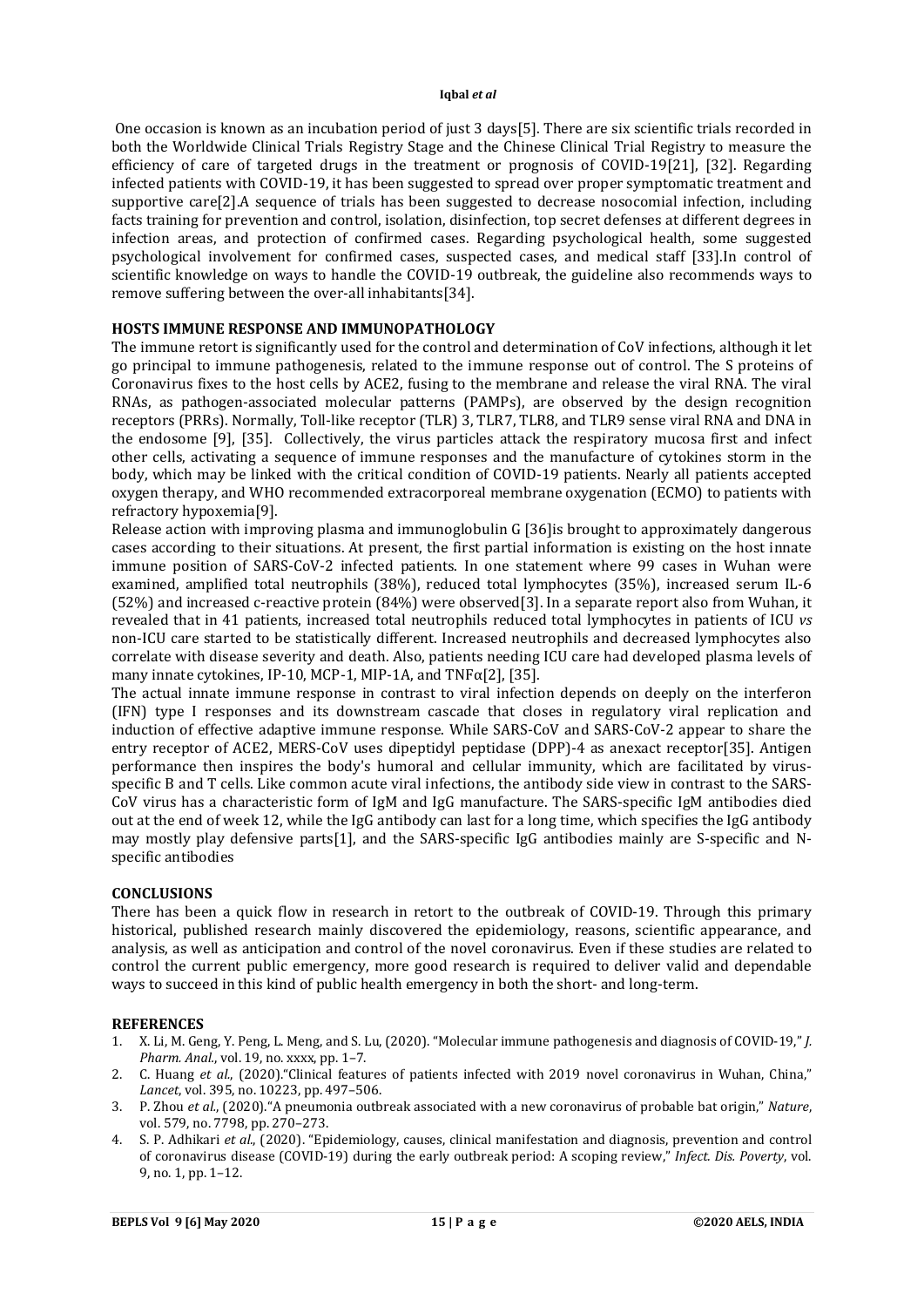One occasion is known as an incubation period of just 3 days[5]. There are six scientific trials recorded in both the Worldwide Clinical Trials Registry Stage and the Chinese Clinical Trial Registry to measure the efficiency of care of targeted drugs in the treatment or prognosis of COVID-19[21], [32]. Regarding infected patients with COVID-19, it has been suggested to spread over proper symptomatic treatment and supportive care[2].A sequence of trials has been suggested to decrease nosocomial infection, including facts training for prevention and control, isolation, disinfection, top secret defenses at different degrees in infection areas, and protection of confirmed cases. Regarding psychological health, some suggested psychological involvement for confirmed cases, suspected cases, and medical staff [33].In control of scientific knowledge on ways to handle the COVID-19 outbreak, the guideline also recommends ways to remove suffering between the over-all inhabitants[34].

## HOSTS IMMUNE RESPONSE AND IMMUNOPATHOLOGY

The immune retort is significantly used for the control and determination of CoV infections, although it let go principal to immune pathogenesis, related to the immune response out of control. The S proteins of Coronavirus fixes to the host cells by ACE2, fusing to the membrane and release the viral RNA. The viral RNAs, as pathogen-associated molecular patterns (PAMPs), are observed by the design recognition receptors (PRRs). Normally, Toll-like receptor (TLR) 3, TLR7, TLR8, and TLR9 sense viral RNA and DNA in the endosome [9], [35]. Collectively, the virus particles attack the respiratory mucosa first and infect other cells, activating a sequence of immune responses and the manufacture of cytokines storm in the body, which may be linked with the critical condition of COVID-19 patients. Nearly all patients accepted oxygen therapy, and WHO recommended extracorporeal membrane oxygenation (ECMO) to patients with refractory hypoxemia[9].

Release action with improving plasma and immunoglobulin G [36]is brought to approximately dangerous cases according to their situations. At present, the first partial information is existing on the host innate immune position of SARS-CoV-2 infected patients. In one statement where 99 cases in Wuhan were examined, amplified total neutrophils (38%), reduced total lymphocytes (35%), increased serum IL-6 (52%) and increased c-reactive protein (84%) were observed[3]. In a separate report also from Wuhan, it revealed that in 41 patients, increased total neutrophils reduced total lymphocytes in patients of ICU *vs* non-ICU care started to be statistically different. Increased neutrophils and decreased lymphocytes also correlate with disease severity and death. Also, patients needing ICU care had developed plasma levels of many innate cytokines, IP-10, MCP-1, MIP-1A, and TNFα[2], [35].

The actual innate immune response in contrast to viral infection depends on deeply on the interferon (IFN) type I responses and its downstream cascade that closes in regulatory viral replication and induction of effective adaptive immune response. While SARS-CoV and SARS-CoV-2 appear to share the entry receptor of ACE2, MERS-CoV uses dipeptidyl peptidase (DPP)-4 as anexact receptor[35]. Antigen performance then inspires the body's humoral and cellular immunity, which are facilitated by virus-specific B and T cells. Like common acute viral infections, the antibody side view in contrast to the SARS-CoV virus has a characteristic form of IgM and IgG manufacture. The SARS-specific IgM antibodies died out at the end of week 12, while the IgG antibody can last for a long time, which specifies the IgG antibody may mostly play defensive parts[1], and the SARS-specific IgG antibodies mainly are S-specific and N-specific antibodies

## CONCLUSIONS

There has been a quick flow in research in retort to the outbreak of COVID-19. Through this primary historical, published research mainly discovered the epidemiology, reasons, scientific appearance, and analysis, as well as anticipation and control of the novel coronavirus. Even if these studies are related to control the current public emergency, more good research is required to deliver valid and dependable ways to succeed in this kind of public health emergency in both the short- and long-term.

## REFERENCES

1. X. Li, M. Geng, Y. Peng, L. Meng, and S. Lu, (2020). "Molecular immune pathogenesis and diagnosis of COVID-19," *J. Pharm. Anal.*, vol. 19, no. xxxx, pp. 1–7.
2. C. Huang *et al.*, (2020)."Clinical features of patients infected with 2019 novel coronavirus in Wuhan, China," *Lancet*, vol. 395, no. 10223, pp. 497–506.
3. P. Zhou *et al.*, (2020)."A pneumonia outbreak associated with a new coronavirus of probable bat origin," *Nature*, vol. 579, no. 7798, pp. 270–273.
4. S. P. Adhikari *et al.*, (2020). "Epidemiology, causes, clinical manifestation and diagnosis, prevention and control of coronavirus disease (COVID-19) during the early outbreak period: A scoping review," *Infect. Dis. Poverty*, vol. 9, no. 1, pp. 1–12.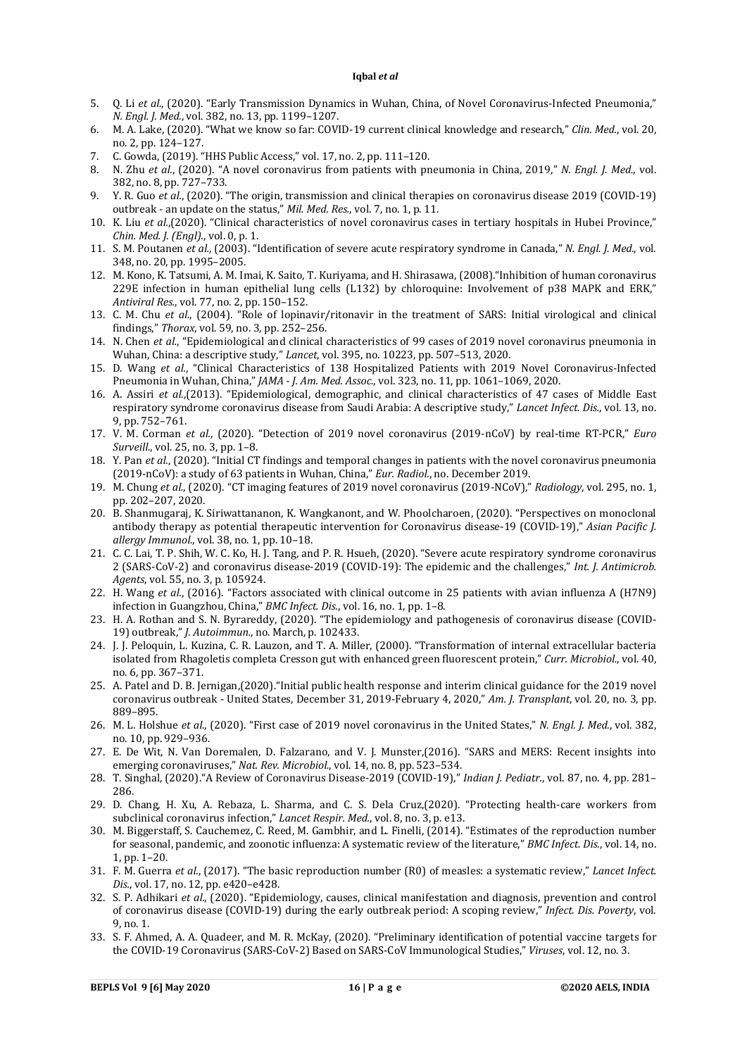5. Q. Li *et al*., (2020). "Early Transmission Dynamics in Wuhan, China, of Novel Coronavirus-Infected Pneumonia," *N. Engl. J. Med.*, vol. 382, no. 13, pp. 1199–1207.
6. M. A. Lake, (2020). "What we know so far: COVID-19 current clinical knowledge and research," *Clin. Med.*, vol. 20, no. 2, pp. 124–127.
7. C. Gowda, (2019). "HHS Public Access," vol. 17, no. 2, pp. 111–120.
8. N. Zhu *et al.*, (2020). "A novel coronavirus from patients with pneumonia in China, 2019," *N. Engl. J. Med.*, vol. 382, no. 8, pp. 727–733.
9. Y. R. Guo *et al.*, (2020). "The origin, transmission and clinical therapies on coronavirus disease 2019 (COVID-19) outbreak - an update on the status," *Mil. Med. Res.*, vol. 7, no. 1, p. 11.
10. K. Liu *et al.*,(2020). "Clinical characteristics of novel coronavirus cases in tertiary hospitals in Hubei Province," *Chin. Med. J. (Engl).*, vol. 0, p. 1.
11. S. M. Poutanen *et al.*, (2003). "Identification of severe acute respiratory syndrome in Canada," *N. Engl. J. Med.*, vol. 348, no. 20, pp. 1995–2005.
12. M. Kono, K. Tatsumi, A. M. Imai, K. Saito, T. Kuriyama, and H. Shirasawa, (2008)."Inhibition of human coronavirus 229E infection in human epithelial lung cells (L132) by chloroquine: Involvement of p38 MAPK and ERK," *Antiviral Res.*, vol. 77, no. 2, pp. 150–152.
13. C. M. Chu *et al.*, (2004). "Role of lopinavir/ritonavir in the treatment of SARS: Initial virological and clinical findings," *Thorax*, vol. 59, no. 3, pp. 252–256.
14. N. Chen *et al.*, "Epidemiological and clinical characteristics of 99 cases of 2019 novel coronavirus pneumonia in Wuhan, China: a descriptive study," *Lancet*, vol. 395, no. 10223, pp. 507–513, 2020.
15. D. Wang *et al.*, "Clinical Characteristics of 138 Hospitalized Patients with 2019 Novel Coronavirus-Infected Pneumonia in Wuhan, China," *JAMA - J. Am. Med. Assoc.*, vol. 323, no. 11, pp. 1061–1069, 2020.
16. A. Assiri *et al.*,(2013). "Epidemiological, demographic, and clinical characteristics of 47 cases of Middle East respiratory syndrome coronavirus disease from Saudi Arabia: A descriptive study," *Lancet Infect. Dis.*, vol. 13, no. 9, pp. 752–761.
17. V. M. Corman *et al.*, (2020). "Detection of 2019 novel coronavirus (2019-nCoV) by real-time RT-PCR," *Euro Surveill.*, vol. 25, no. 3, pp. 1–8.
18. Y. Pan *et al.*, (2020). "Initial CT findings and temporal changes in patients with the novel coronavirus pneumonia (2019-nCoV): a study of 63 patients in Wuhan, China," *Eur. Radiol.*, no. December 2019.
19. M. Chung *et al.*, (2020). "CT imaging features of 2019 novel coronavirus (2019-NCoV)," *Radiology*, vol. 295, no. 1, pp. 202–207, 2020.
20. B. Shanmugaraj, K. Siriwattananon, K. Wangkanont, and W. Phoolcharoen, (2020). "Perspectives on monoclonal antibody therapy as potential therapeutic intervention for Coronavirus disease-19 (COVID-19)," *Asian Pacific J. allergy Immunol.*, vol. 38, no. 1, pp. 10–18.
21. C. C. Lai, T. P. Shih, W. C. Ko, H. J. Tang, and P. R. Hsueh, (2020). "Severe acute respiratory syndrome coronavirus 2 (SARS-CoV-2) and coronavirus disease-2019 (COVID-19): The epidemic and the challenges," *Int. J. Antimicrob. Agents*, vol. 55, no. 3, p. 105924.
22. H. Wang *et al.*, (2016). "Factors associated with clinical outcome in 25 patients with avian influenza A (H7N9) infection in Guangzhou, China," *BMC Infect. Dis.*, vol. 16, no. 1, pp. 1–8.
23. H. A. Rothan and S. N. Byrareddy, (2020). "The epidemiology and pathogenesis of coronavirus disease (COVID-19) outbreak," *J. Autoimmun.*, no. March, p. 102433.
24. J. J. Peloquin, L. Kuzina, C. R. Lauzon, and T. A. Miller, (2000). "Transformation of internal extracellular bacteria isolated from Rhagoletis completa Cresson gut with enhanced green fluorescent protein," *Curr. Microbiol.*, vol. 40, no. 6, pp. 367–371.
25. A. Patel and D. B. Jernigan,(2020)."Initial public health response and interim clinical guidance for the 2019 novel coronavirus outbreak - United States, December 31, 2019-February 4, 2020," *Am. J. Transplant*, vol. 20, no. 3, pp. 889–895.
26. M. L. Holshue *et al.*, (2020). "First case of 2019 novel coronavirus in the United States," *N. Engl. J. Med.*, vol. 382, no. 10, pp. 929–936.
27. E. De Wit, N. Van Doremalen, D. Falzarano, and V. J. Munster,(2016). "SARS and MERS: Recent insights into emerging coronaviruses," *Nat. Rev. Microbiol.*, vol. 14, no. 8, pp. 523–534.
28. T. Singhal, (2020)."A Review of Coronavirus Disease-2019 (COVID-19)," *Indian J. Pediatr.*, vol. 87, no. 4, pp. 281–286.
29. D. Chang, H. Xu, A. Rebaza, L. Sharma, and C. S. Dela Cruz,(2020). "Protecting health-care workers from subclinical coronavirus infection," *Lancet Respir. Med.*, vol. 8, no. 3, p. e13.
30. M. Biggerstaff, S. Cauchemez, C. Reed, M. Gambhir, and L. Finelli, (2014). "Estimates of the reproduction number for seasonal, pandemic, and zoonotic influenza: A systematic review of the literature," *BMC Infect. Dis.*, vol. 14, no. 1, pp. 1–20.
31. F. M. Guerra *et al.*, (2017). "The basic reproduction number (R0) of measles: a systematic review," *Lancet Infect. Dis.*, vol. 17, no. 12, pp. e420–e428.
32. S. P. Adhikari *et al.*, (2020). "Epidemiology, causes, clinical manifestation and diagnosis, prevention and control of coronavirus disease (COVID-19) during the early outbreak period: A scoping review," *Infect. Dis. Poverty*, vol. 9, no. 1.
33. S. F. Ahmed, A. A. Quadeer, and M. R. McKay, (2020). "Preliminary identification of potential vaccine targets for the COVID-19 Coronavirus (SARS-CoV-2) Based on SARS-CoV Immunological Studies," *Viruses*, vol. 12, no. 3.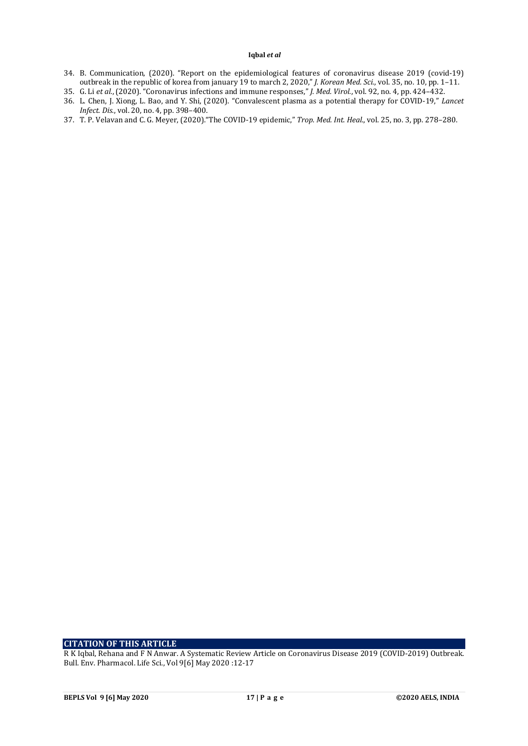34. B. Communication, (2020). "Report on the epidemiological features of coronavirus disease 2019 (covid-19) outbreak in the republic of korea from january 19 to march 2, 2020," *J. Korean Med. Sci.*, vol. 35, no. 10, pp. 1–11.
35. G. Li *et al.*, (2020). "Coronavirus infections and immune responses," *J. Med. Virol.*, vol. 92, no. 4, pp. 424–432.
36. L. Chen, J. Xiong, L. Bao, and Y. Shi, (2020). "Convalescent plasma as a potential therapy for COVID-19," *Lancet Infect. Dis.*, vol. 20, no. 4, pp. 398–400.
37. T. P. Velavan and C. G. Meyer, (2020)."The COVID-19 epidemic," *Trop. Med. Int. Heal.*, vol. 25, no. 3, pp. 278–280.

**CITATION OF THIS ARTICLE**

R K Iqbal, Rehana and F N Anwar. A Systematic Review Article on Coronavirus Disease 2019 (COVID-2019) Outbreak. Bull. Env. Pharmacol. Life Sci., Vol 9[6] May 2020 :12-17